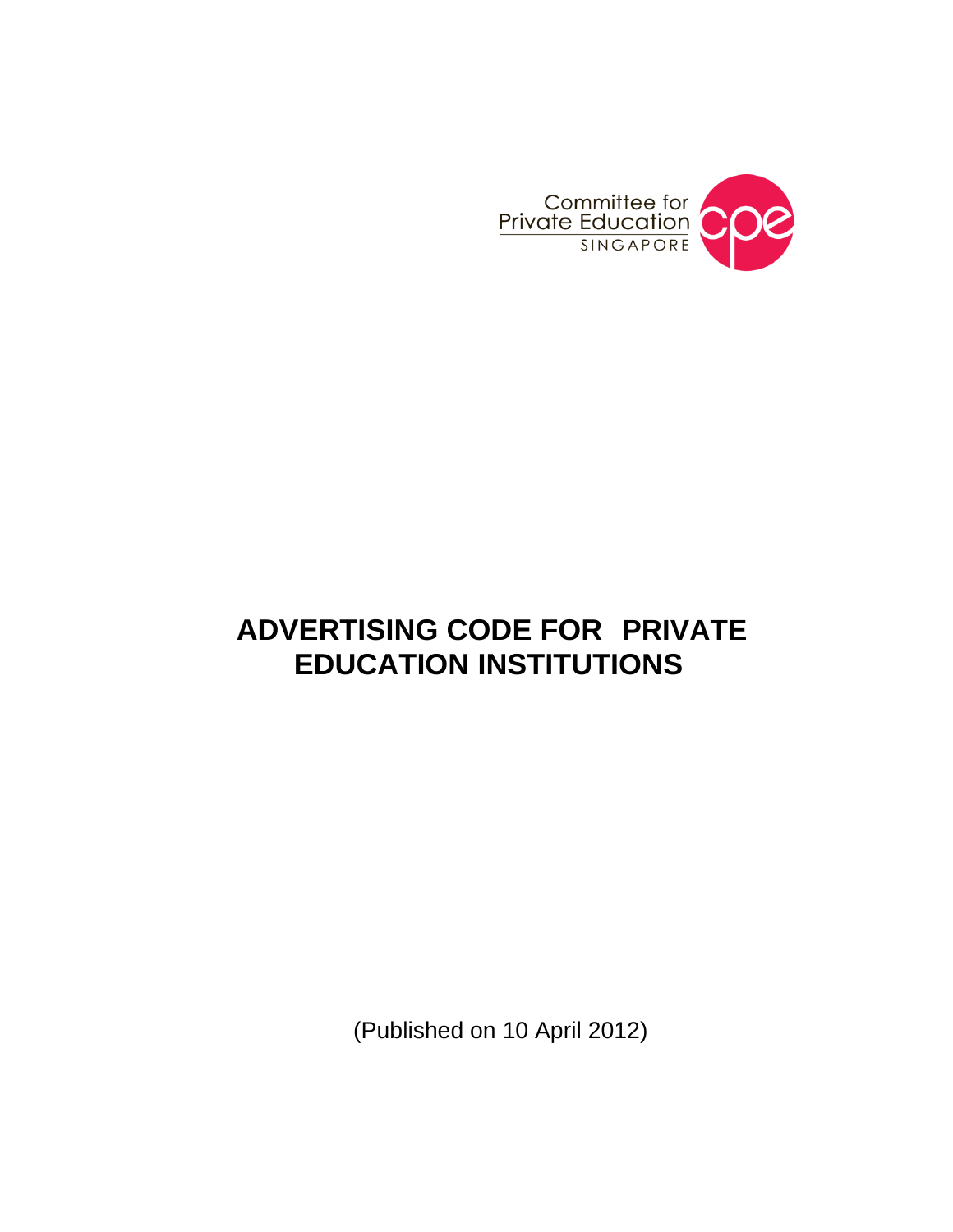Committee for Private Education SINGAPORE

# ADVERTISING CODE FOR PRIVATE EDUCATION INSTITUTIONS

(Published on 10 April 2012)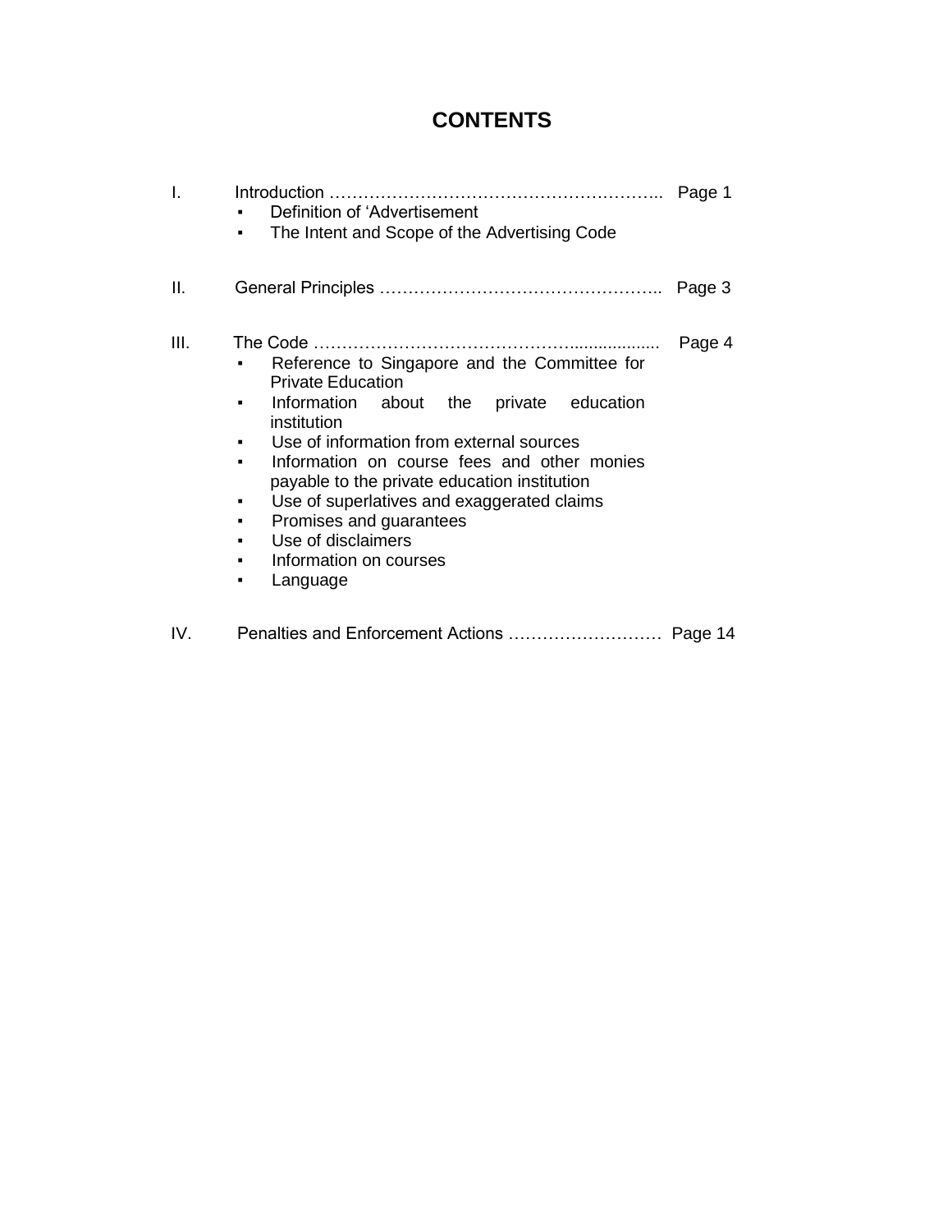# CONTENTS

I. Introduction …………………………………………………….. Page 1

- Definition of 'Advertisement
- The Intent and Scope of the Advertising Code

II. General Principles ………………………………………….. Page 3

III. The Code ……………………………………….................. Page 4

- Reference to Singapore and the Committee for Private Education
- Information about the private education institution
- Use of information from external sources
- Information on course fees and other monies payable to the private education institution
- Use of superlatives and exaggerated claims
- Promises and guarantees
- Use of disclaimers
- Information on courses
- Language

IV. Penalties and Enforcement Actions ……………………… Page 14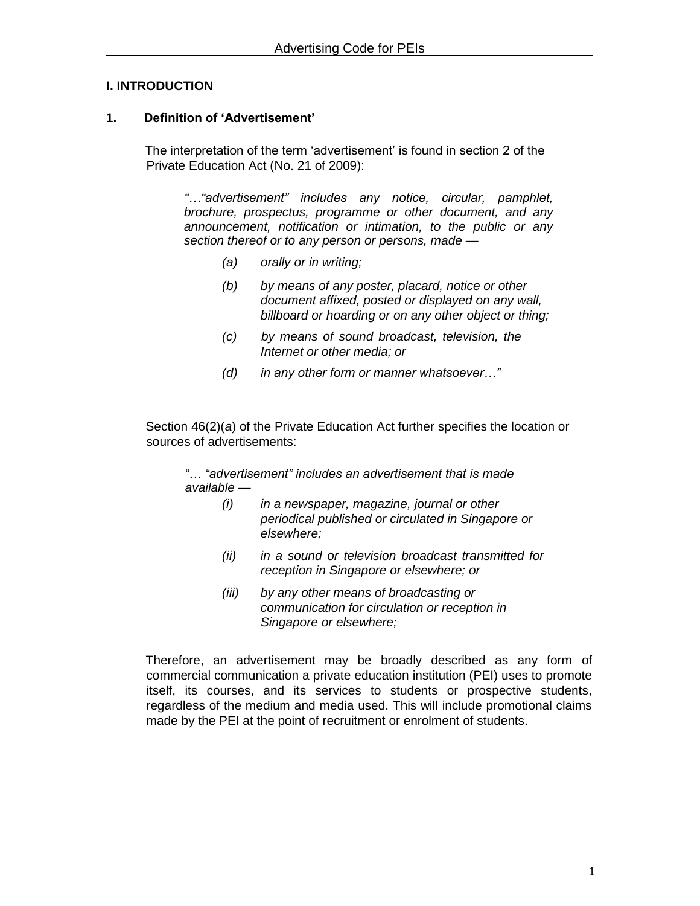## I. INTRODUCTION

### 1. Definition of 'Advertisement'

The interpretation of the term 'advertisement' is found in section 2 of the Private Education Act (No. 21 of 2009):

> *"…"advertisement" includes any notice, circular, pamphlet, brochure, prospectus, programme or other document, and any announcement, notification or intimation, to the public or any section thereof or to any person or persons, made —*
>
> *(a) orally or in writing;*
>
> *(b) by means of any poster, placard, notice or other document affixed, posted or displayed on any wall, billboard or hoarding or on any other object or thing;*
>
> *(c) by means of sound broadcast, television, the Internet or other media; or*
>
> *(d) in any other form or manner whatsoever…"*

Section 46(2)(*a*) of the Private Education Act further specifies the location or sources of advertisements:

> *"… "advertisement" includes an advertisement that is made available —*
>
> *(i) in a newspaper, magazine, journal or other periodical published or circulated in Singapore or elsewhere;*
>
> *(ii) in a sound or television broadcast transmitted for reception in Singapore or elsewhere; or*
>
> *(iii) by any other means of broadcasting or communication for circulation or reception in Singapore or elsewhere;*

Therefore, an advertisement may be broadly described as any form of commercial communication a private education institution (PEI) uses to promote itself, its courses, and its services to students or prospective students, regardless of the medium and media used. This will include promotional claims made by the PEI at the point of recruitment or enrolment of students.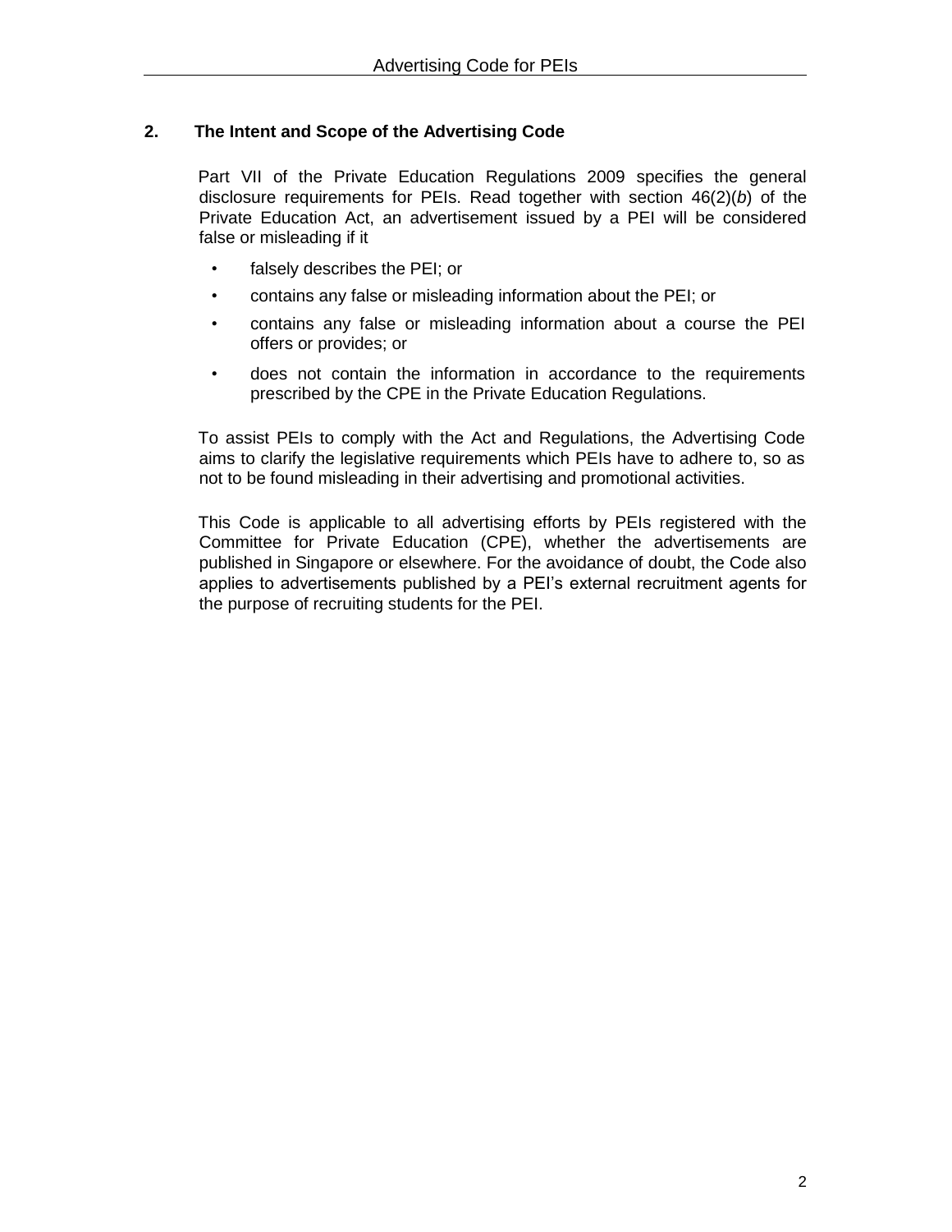## 2. The Intent and Scope of the Advertising Code

Part VII of the Private Education Regulations 2009 specifies the general disclosure requirements for PEIs. Read together with section 46(2)(*b*) of the Private Education Act, an advertisement issued by a PEI will be considered false or misleading if it

- falsely describes the PEI; or
- contains any false or misleading information about the PEI; or
- contains any false or misleading information about a course the PEI offers or provides; or
- does not contain the information in accordance to the requirements prescribed by the CPE in the Private Education Regulations.

To assist PEIs to comply with the Act and Regulations, the Advertising Code aims to clarify the legislative requirements which PEIs have to adhere to, so as not to be found misleading in their advertising and promotional activities.

This Code is applicable to all advertising efforts by PEIs registered with the Committee for Private Education (CPE), whether the advertisements are published in Singapore or elsewhere. For the avoidance of doubt, the Code also applies to advertisements published by a PEI's external recruitment agents for the purpose of recruiting students for the PEI.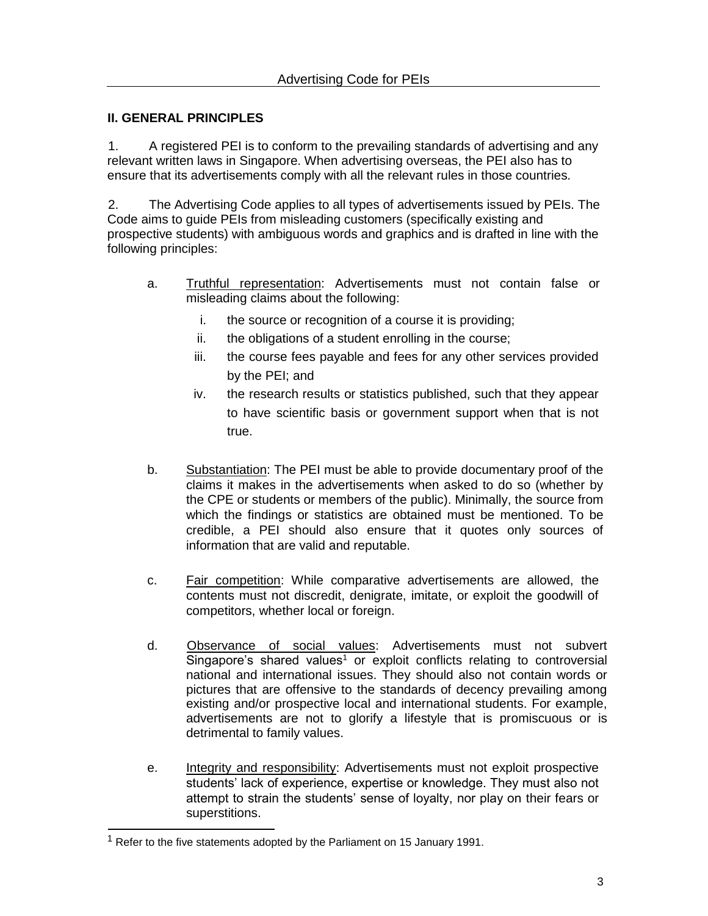## II. GENERAL PRINCIPLES

1. A registered PEI is to conform to the prevailing standards of advertising and any relevant written laws in Singapore. When advertising overseas, the PEI also has to ensure that its advertisements comply with all the relevant rules in those countries.

2. The Advertising Code applies to all types of advertisements issued by PEIs. The Code aims to guide PEIs from misleading customers (specifically existing and prospective students) with ambiguous words and graphics and is drafted in line with the following principles:

   a. Truthful representation: Advertisements must not contain false or misleading claims about the following:

      i. the source or recognition of a course it is providing;

      ii. the obligations of a student enrolling in the course;

      iii. the course fees payable and fees for any other services provided by the PEI; and

      iv. the research results or statistics published, such that they appear to have scientific basis or government support when that is not true.

   b. Substantiation: The PEI must be able to provide documentary proof of the claims it makes in the advertisements when asked to do so (whether by the CPE or students or members of the public). Minimally, the source from which the findings or statistics are obtained must be mentioned. To be credible, a PEI should also ensure that it quotes only sources of information that are valid and reputable.

   c. Fair competition: While comparative advertisements are allowed, the contents must not discredit, denigrate, imitate, or exploit the goodwill of competitors, whether local or foreign.

   d. Observance of social values: Advertisements must not subvert Singapore's shared values[1] or exploit conflicts relating to controversial national and international issues. They should also not contain words or pictures that are offensive to the standards of decency prevailing among existing and/or prospective local and international students. For example, advertisements are not to glorify a lifestyle that is promiscuous or is detrimental to family values.

   e. Integrity and responsibility: Advertisements must not exploit prospective students' lack of experience, expertise or knowledge. They must also not attempt to strain the students' sense of loyalty, nor play on their fears or superstitions.

[1] Refer to the five statements adopted by the Parliament on 15 January 1991.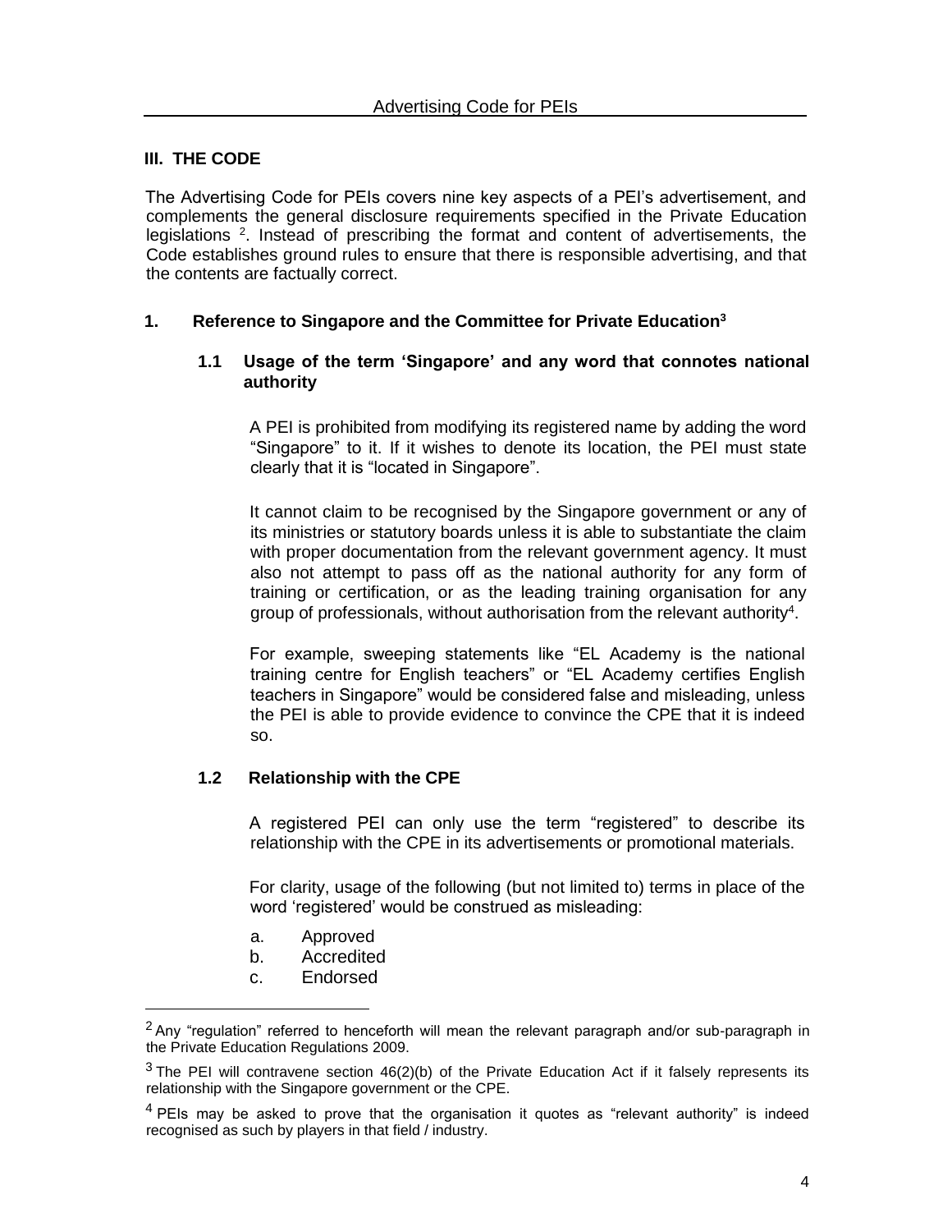## III. THE CODE

The Advertising Code for PEIs covers nine key aspects of a PEI's advertisement, and complements the general disclosure requirements specified in the Private Education legislations [2]. Instead of prescribing the format and content of advertisements, the Code establishes ground rules to ensure that there is responsible advertising, and that the contents are factually correct.

### 1. Reference to Singapore and the Committee for Private Education[3]

#### 1.1 Usage of the term 'Singapore' and any word that connotes national authority

A PEI is prohibited from modifying its registered name by adding the word "Singapore" to it. If it wishes to denote its location, the PEI must state clearly that it is "located in Singapore".

It cannot claim to be recognised by the Singapore government or any of its ministries or statutory boards unless it is able to substantiate the claim with proper documentation from the relevant government agency. It must also not attempt to pass off as the national authority for any form of training or certification, or as the leading training organisation for any group of professionals, without authorisation from the relevant authority[4].

For example, sweeping statements like "EL Academy is the national training centre for English teachers" or "EL Academy certifies English teachers in Singapore" would be considered false and misleading, unless the PEI is able to provide evidence to convince the CPE that it is indeed so.

#### 1.2 Relationship with the CPE

A registered PEI can only use the term "registered" to describe its relationship with the CPE in its advertisements or promotional materials.

For clarity, usage of the following (but not limited to) terms in place of the word 'registered' would be construed as misleading:

a. Approved
b. Accredited
c. Endorsed

---

[2] Any "regulation" referred to henceforth will mean the relevant paragraph and/or sub-paragraph in the Private Education Regulations 2009.

[3] The PEI will contravene section 46(2)(b) of the Private Education Act if it falsely represents its relationship with the Singapore government or the CPE.

[4] PEIs may be asked to prove that the organisation it quotes as "relevant authority" is indeed recognised as such by players in that field / industry.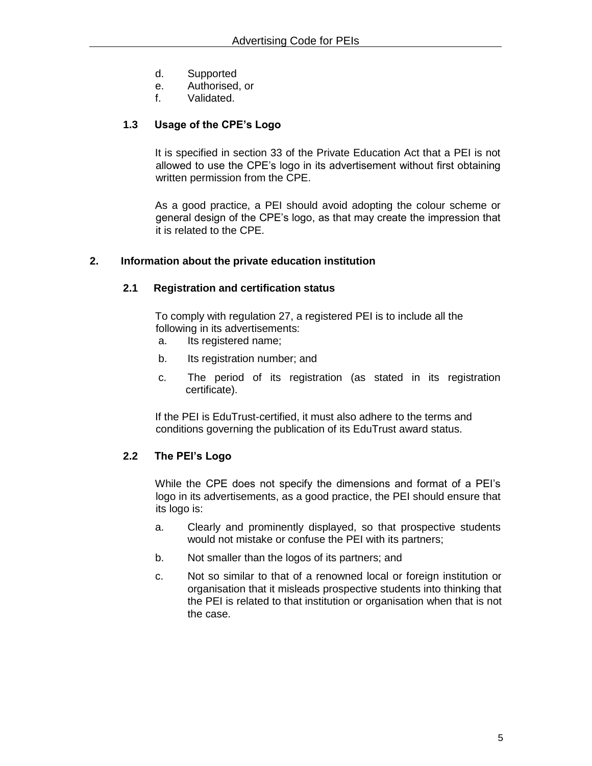d. Supported
e. Authorised, or
f. Validated.

### 1.3 Usage of the CPE's Logo

It is specified in section 33 of the Private Education Act that a PEI is not allowed to use the CPE's logo in its advertisement without first obtaining written permission from the CPE.

As a good practice, a PEI should avoid adopting the colour scheme or general design of the CPE's logo, as that may create the impression that it is related to the CPE.

## 2. Information about the private education institution

### 2.1 Registration and certification status

To comply with regulation 27, a registered PEI is to include all the following in its advertisements:

a. Its registered name;
b. Its registration number; and
c. The period of its registration (as stated in its registration certificate).

If the PEI is EduTrust-certified, it must also adhere to the terms and conditions governing the publication of its EduTrust award status.

### 2.2 The PEI's Logo

While the CPE does not specify the dimensions and format of a PEI's logo in its advertisements, as a good practice, the PEI should ensure that its logo is:

a. Clearly and prominently displayed, so that prospective students would not mistake or confuse the PEI with its partners;
b. Not smaller than the logos of its partners; and
c. Not so similar to that of a renowned local or foreign institution or organisation that it misleads prospective students into thinking that the PEI is related to that institution or organisation when that is not the case.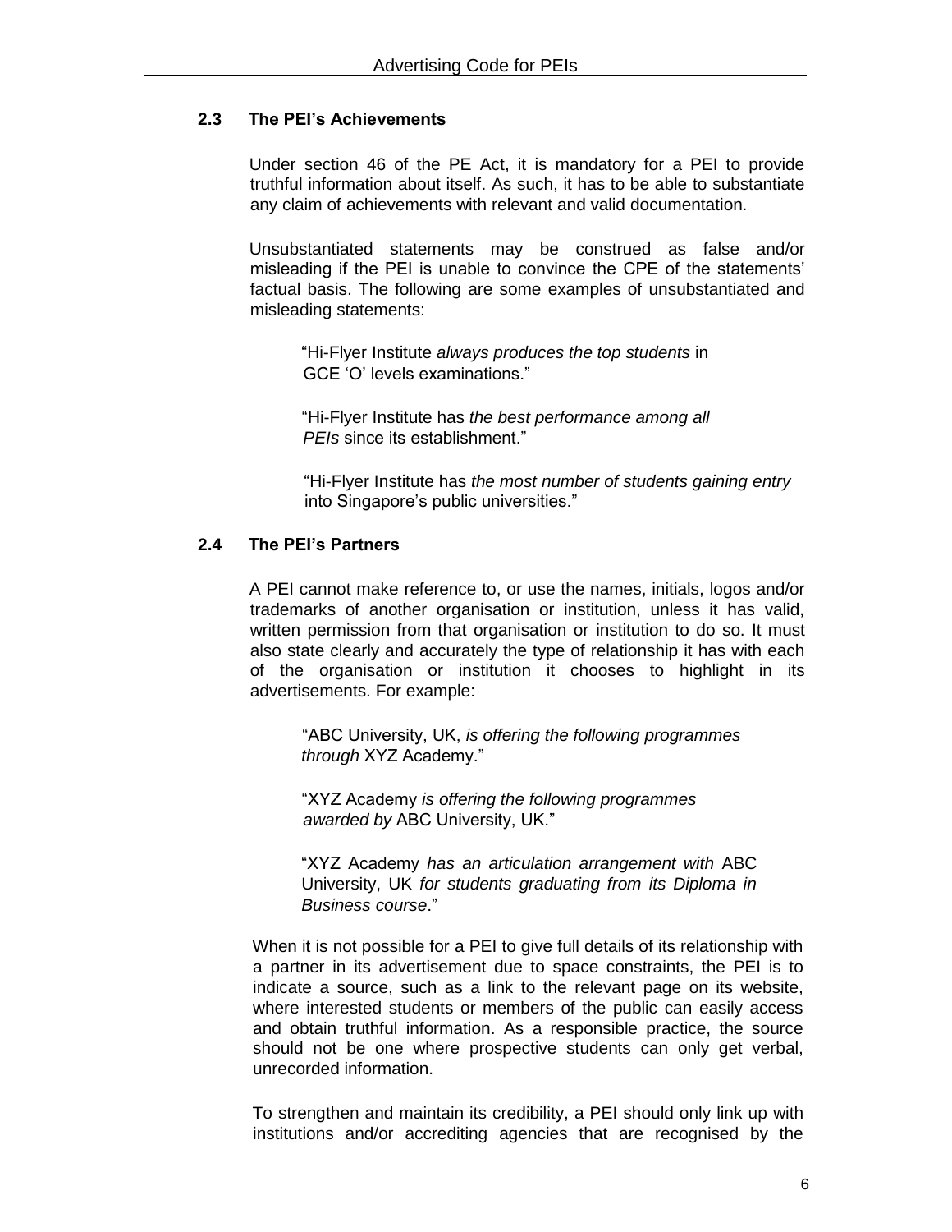### 2.3 The PEI's Achievements

Under section 46 of the PE Act, it is mandatory for a PEI to provide truthful information about itself. As such, it has to be able to substantiate any claim of achievements with relevant and valid documentation.

Unsubstantiated statements may be construed as false and/or misleading if the PEI is unable to convince the CPE of the statements' factual basis. The following are some examples of unsubstantiated and misleading statements:

> "Hi-Flyer Institute *always produces the top students* in GCE 'O' levels examinations."
>
> "Hi-Flyer Institute has *the best performance among all PEIs* since its establishment."
>
> "Hi-Flyer Institute has *the most number of students gaining entry* into Singapore's public universities."

### 2.4 The PEI's Partners

A PEI cannot make reference to, or use the names, initials, logos and/or trademarks of another organisation or institution, unless it has valid, written permission from that organisation or institution to do so. It must also state clearly and accurately the type of relationship it has with each of the organisation or institution it chooses to highlight in its advertisements. For example:

> "ABC University, UK, *is offering the following programmes through* XYZ Academy."
>
> "XYZ Academy *is offering the following programmes awarded by* ABC University, UK."
>
> "XYZ Academy *has an articulation arrangement with* ABC University, UK *for students graduating from its Diploma in Business course*."

When it is not possible for a PEI to give full details of its relationship with a partner in its advertisement due to space constraints, the PEI is to indicate a source, such as a link to the relevant page on its website, where interested students or members of the public can easily access and obtain truthful information. As a responsible practice, the source should not be one where prospective students can only get verbal, unrecorded information.

To strengthen and maintain its credibility, a PEI should only link up with institutions and/or accrediting agencies that are recognised by the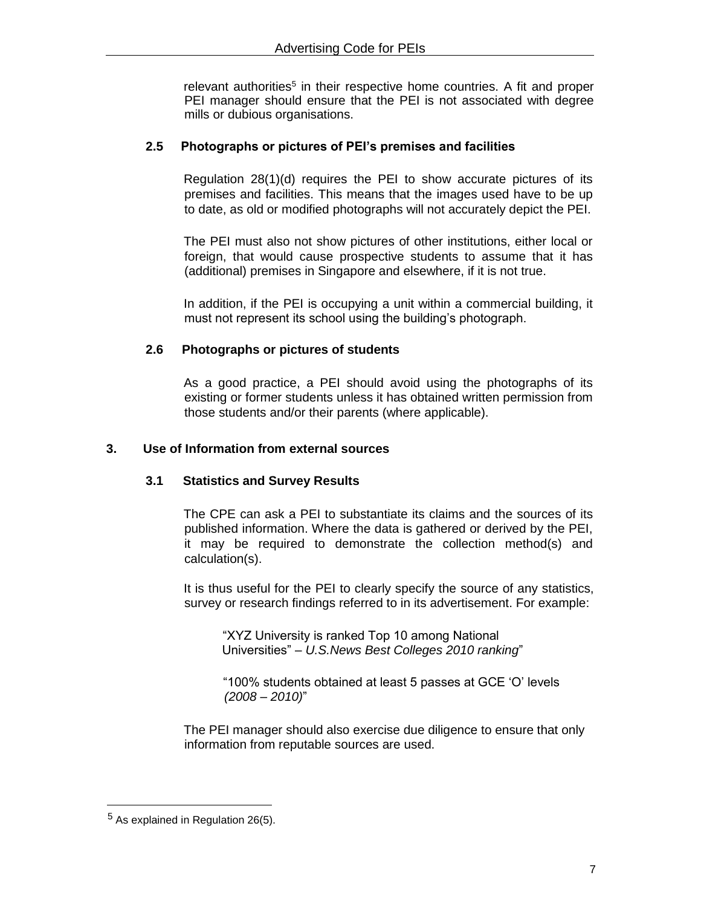relevant authorities[5] in their respective home countries. A fit and proper PEI manager should ensure that the PEI is not associated with degree mills or dubious organisations.

### 2.5 Photographs or pictures of PEI's premises and facilities

Regulation 28(1)(d) requires the PEI to show accurate pictures of its premises and facilities. This means that the images used have to be up to date, as old or modified photographs will not accurately depict the PEI.

The PEI must also not show pictures of other institutions, either local or foreign, that would cause prospective students to assume that it has (additional) premises in Singapore and elsewhere, if it is not true.

In addition, if the PEI is occupying a unit within a commercial building, it must not represent its school using the building's photograph.

### 2.6 Photographs or pictures of students

As a good practice, a PEI should avoid using the photographs of its existing or former students unless it has obtained written permission from those students and/or their parents (where applicable).

## 3. Use of Information from external sources

### 3.1 Statistics and Survey Results

The CPE can ask a PEI to substantiate its claims and the sources of its published information. Where the data is gathered or derived by the PEI, it may be required to demonstrate the collection method(s) and calculation(s).

It is thus useful for the PEI to clearly specify the source of any statistics, survey or research findings referred to in its advertisement. For example:

> "XYZ University is ranked Top 10 among National Universities" – *U.S.News Best Colleges 2010 ranking*"

> "100% students obtained at least 5 passes at GCE 'O' levels *(2008 – 2010)*"

The PEI manager should also exercise due diligence to ensure that only information from reputable sources are used.

---

[5] As explained in Regulation 26(5).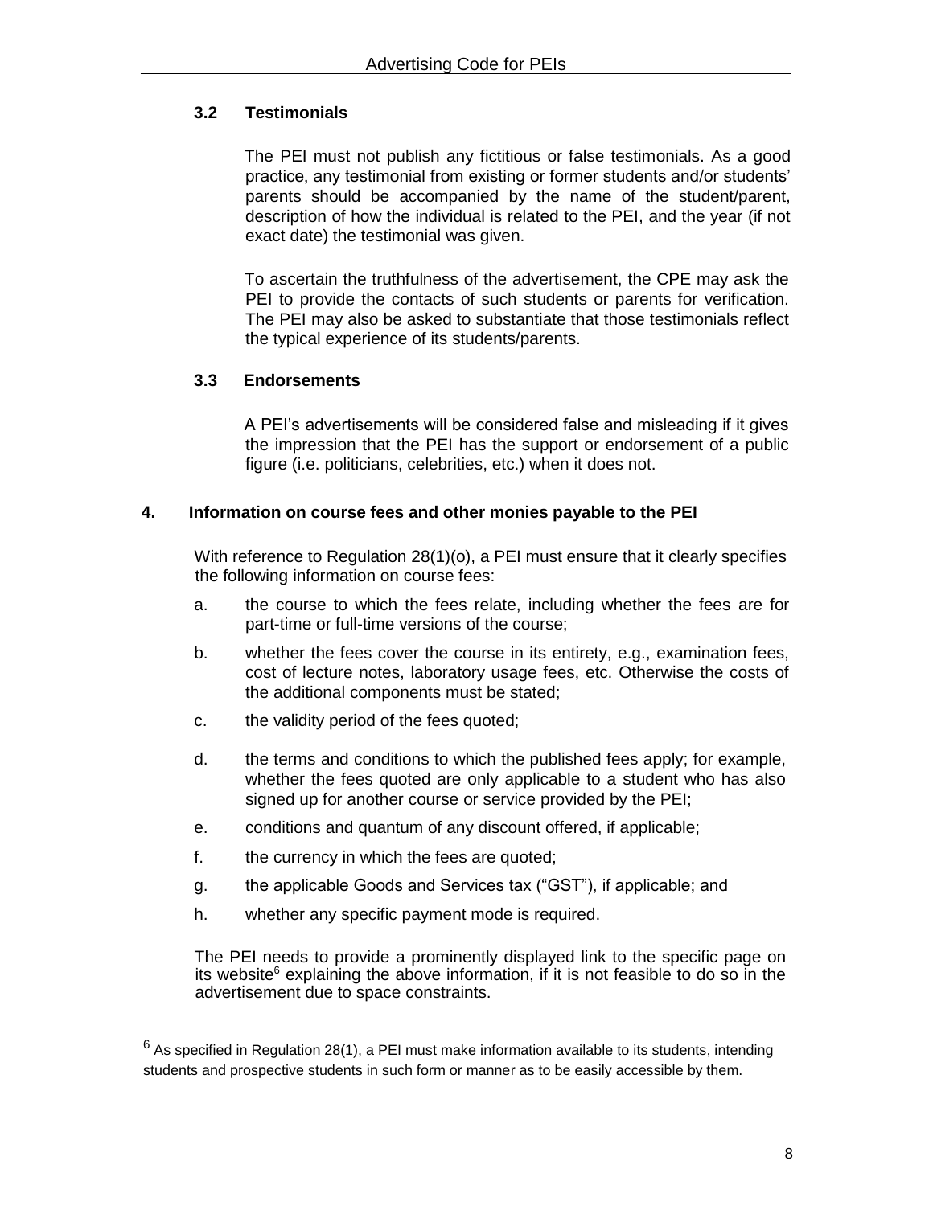### 3.2 Testimonials

The PEI must not publish any fictitious or false testimonials. As a good practice, any testimonial from existing or former students and/or students' parents should be accompanied by the name of the student/parent, description of how the individual is related to the PEI, and the year (if not exact date) the testimonial was given.

To ascertain the truthfulness of the advertisement, the CPE may ask the PEI to provide the contacts of such students or parents for verification. The PEI may also be asked to substantiate that those testimonials reflect the typical experience of its students/parents.

### 3.3 Endorsements

A PEI's advertisements will be considered false and misleading if it gives the impression that the PEI has the support or endorsement of a public figure (i.e. politicians, celebrities, etc.) when it does not.

## 4. Information on course fees and other monies payable to the PEI

With reference to Regulation 28(1)(o), a PEI must ensure that it clearly specifies the following information on course fees:

a. the course to which the fees relate, including whether the fees are for part-time or full-time versions of the course;

b. whether the fees cover the course in its entirety, e.g., examination fees, cost of lecture notes, laboratory usage fees, etc. Otherwise the costs of the additional components must be stated;

c. the validity period of the fees quoted;

d. the terms and conditions to which the published fees apply; for example, whether the fees quoted are only applicable to a student who has also signed up for another course or service provided by the PEI;

e. conditions and quantum of any discount offered, if applicable;

f. the currency in which the fees are quoted;

g. the applicable Goods and Services tax ("GST"), if applicable; and

h. whether any specific payment mode is required.

The PEI needs to provide a prominently displayed link to the specific page on its website[6] explaining the above information, if it is not feasible to do so in the advertisement due to space constraints.

---

[6] As specified in Regulation 28(1), a PEI must make information available to its students, intending students and prospective students in such form or manner as to be easily accessible by them.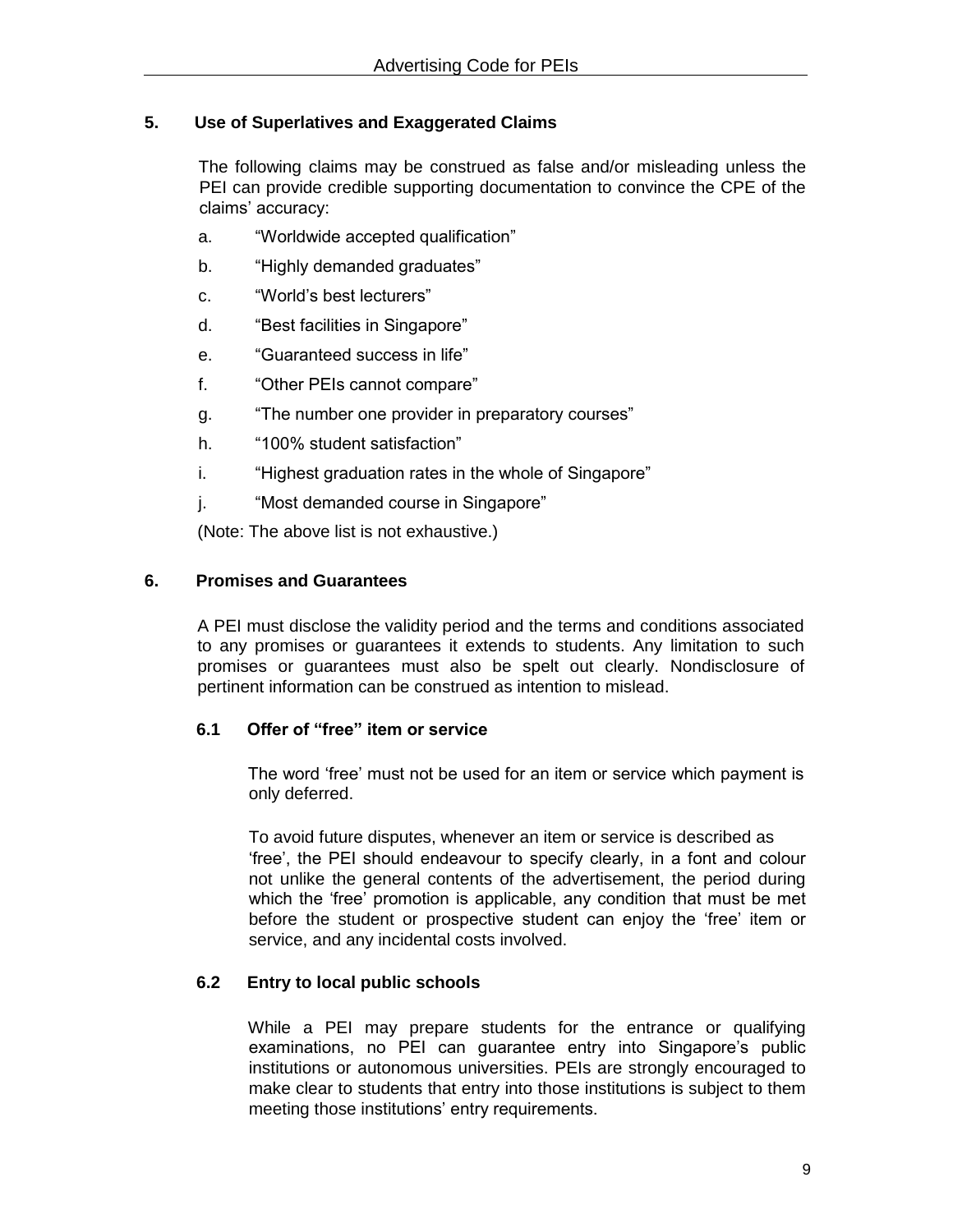## 5. Use of Superlatives and Exaggerated Claims

The following claims may be construed as false and/or misleading unless the PEI can provide credible supporting documentation to convince the CPE of the claims' accuracy:

a. "Worldwide accepted qualification"

b. "Highly demanded graduates"

c. "World's best lecturers"

d. "Best facilities in Singapore"

e. "Guaranteed success in life"

f. "Other PEIs cannot compare"

g. "The number one provider in preparatory courses"

h. "100% student satisfaction"

i. "Highest graduation rates in the whole of Singapore"

j. "Most demanded course in Singapore"

(Note: The above list is not exhaustive.)

## 6. Promises and Guarantees

A PEI must disclose the validity period and the terms and conditions associated to any promises or guarantees it extends to students. Any limitation to such promises or guarantees must also be spelt out clearly. Nondisclosure of pertinent information can be construed as intention to mislead.

### 6.1 Offer of "free" item or service

The word 'free' must not be used for an item or service which payment is only deferred.

To avoid future disputes, whenever an item or service is described as 'free', the PEI should endeavour to specify clearly, in a font and colour not unlike the general contents of the advertisement, the period during which the 'free' promotion is applicable, any condition that must be met before the student or prospective student can enjoy the 'free' item or service, and any incidental costs involved.

### 6.2 Entry to local public schools

While a PEI may prepare students for the entrance or qualifying examinations, no PEI can guarantee entry into Singapore's public institutions or autonomous universities. PEIs are strongly encouraged to make clear to students that entry into those institutions is subject to them meeting those institutions' entry requirements.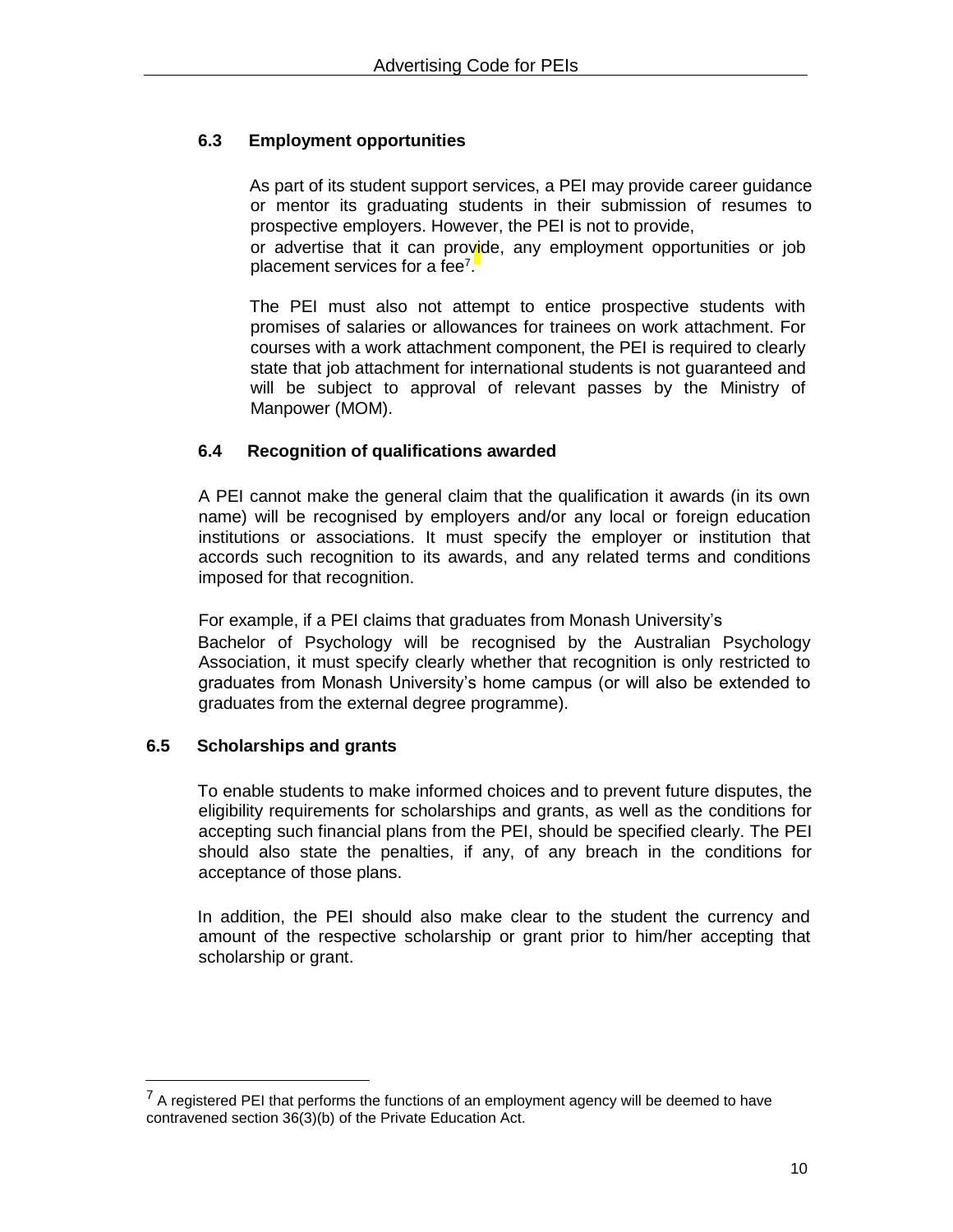### 6.3 Employment opportunities

As part of its student support services, a PEI may provide career guidance or mentor its graduating students in their submission of resumes to prospective employers. However, the PEI is not to provide, or advertise that it can provide, any employment opportunities or job placement services for a fee[7].

The PEI must also not attempt to entice prospective students with promises of salaries or allowances for trainees on work attachment. For courses with a work attachment component, the PEI is required to clearly state that job attachment for international students is not guaranteed and will be subject to approval of relevant passes by the Ministry of Manpower (MOM).

### 6.4 Recognition of qualifications awarded

A PEI cannot make the general claim that the qualification it awards (in its own name) will be recognised by employers and/or any local or foreign education institutions or associations. It must specify the employer or institution that accords such recognition to its awards, and any related terms and conditions imposed for that recognition.

For example, if a PEI claims that graduates from Monash University's Bachelor of Psychology will be recognised by the Australian Psychology Association, it must specify clearly whether that recognition is only restricted to graduates from Monash University's home campus (or will also be extended to graduates from the external degree programme).

### 6.5 Scholarships and grants

To enable students to make informed choices and to prevent future disputes, the eligibility requirements for scholarships and grants, as well as the conditions for accepting such financial plans from the PEI, should be specified clearly. The PEI should also state the penalties, if any, of any breach in the conditions for acceptance of those plans.

In addition, the PEI should also make clear to the student the currency and amount of the respective scholarship or grant prior to him/her accepting that scholarship or grant.

---

[7] A registered PEI that performs the functions of an employment agency will be deemed to have contravened section 36(3)(b) of the Private Education Act.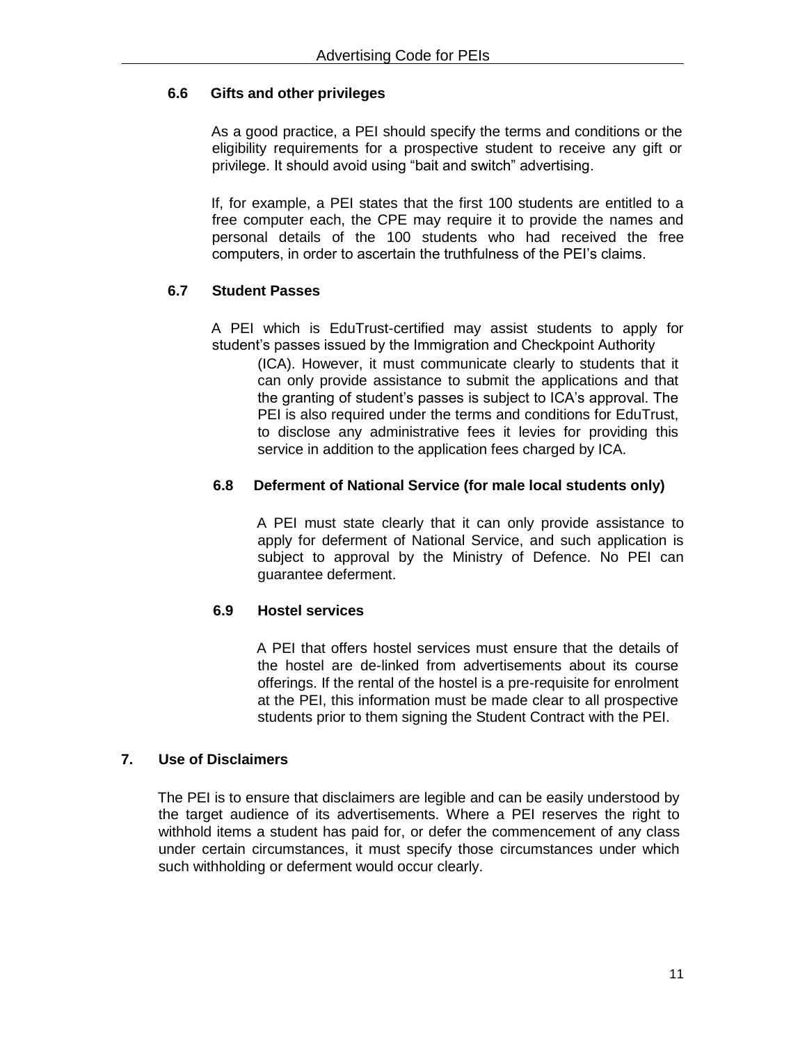### 6.6 Gifts and other privileges

As a good practice, a PEI should specify the terms and conditions or the eligibility requirements for a prospective student to receive any gift or privilege. It should avoid using "bait and switch" advertising.

If, for example, a PEI states that the first 100 students are entitled to a free computer each, the CPE may require it to provide the names and personal details of the 100 students who had received the free computers, in order to ascertain the truthfulness of the PEI's claims.

### 6.7 Student Passes

A PEI which is EduTrust-certified may assist students to apply for student's passes issued by the Immigration and Checkpoint Authority (ICA). However, it must communicate clearly to students that it can only provide assistance to submit the applications and that the granting of student's passes is subject to ICA's approval. The PEI is also required under the terms and conditions for EduTrust, to disclose any administrative fees it levies for providing this service in addition to the application fees charged by ICA.

### 6.8 Deferment of National Service (for male local students only)

A PEI must state clearly that it can only provide assistance to apply for deferment of National Service, and such application is subject to approval by the Ministry of Defence. No PEI can guarantee deferment.

### 6.9 Hostel services

A PEI that offers hostel services must ensure that the details of the hostel are de-linked from advertisements about its course offerings. If the rental of the hostel is a pre-requisite for enrolment at the PEI, this information must be made clear to all prospective students prior to them signing the Student Contract with the PEI.

## 7. Use of Disclaimers

The PEI is to ensure that disclaimers are legible and can be easily understood by the target audience of its advertisements. Where a PEI reserves the right to withhold items a student has paid for, or defer the commencement of any class under certain circumstances, it must specify those circumstances under which such withholding or deferment would occur clearly.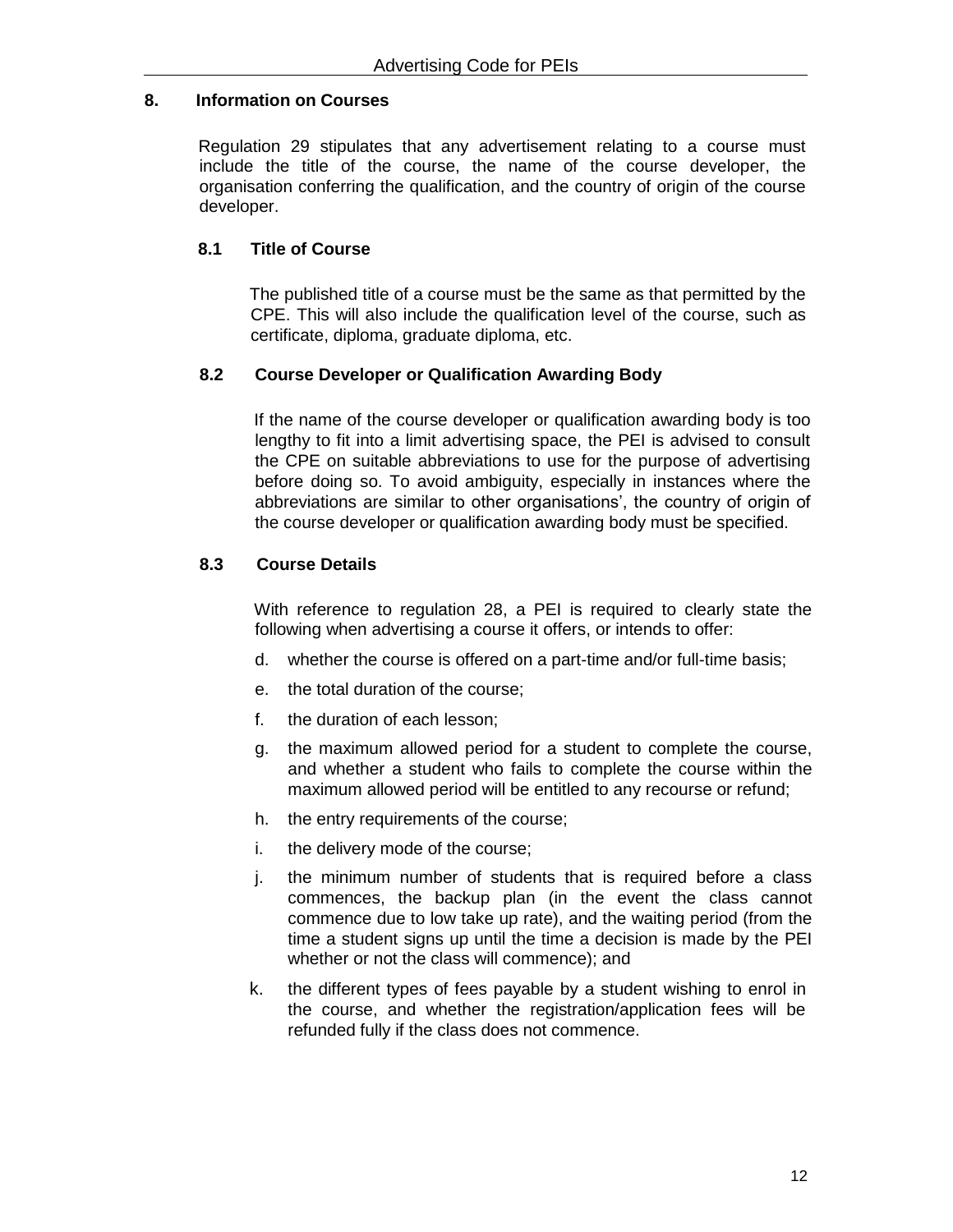## 8. Information on Courses

Regulation 29 stipulates that any advertisement relating to a course must include the title of the course, the name of the course developer, the organisation conferring the qualification, and the country of origin of the course developer.

### 8.1 Title of Course

The published title of a course must be the same as that permitted by the CPE. This will also include the qualification level of the course, such as certificate, diploma, graduate diploma, etc.

### 8.2 Course Developer or Qualification Awarding Body

If the name of the course developer or qualification awarding body is too lengthy to fit into a limit advertising space, the PEI is advised to consult the CPE on suitable abbreviations to use for the purpose of advertising before doing so. To avoid ambiguity, especially in instances where the abbreviations are similar to other organisations', the country of origin of the course developer or qualification awarding body must be specified.

### 8.3 Course Details

With reference to regulation 28, a PEI is required to clearly state the following when advertising a course it offers, or intends to offer:

d. whether the course is offered on a part-time and/or full-time basis;

e. the total duration of the course;

f. the duration of each lesson;

g. the maximum allowed period for a student to complete the course, and whether a student who fails to complete the course within the maximum allowed period will be entitled to any recourse or refund;

h. the entry requirements of the course;

i. the delivery mode of the course;

j. the minimum number of students that is required before a class commences, the backup plan (in the event the class cannot commence due to low take up rate), and the waiting period (from the time a student signs up until the time a decision is made by the PEI whether or not the class will commence); and

k. the different types of fees payable by a student wishing to enrol in the course, and whether the registration/application fees will be refunded fully if the class does not commence.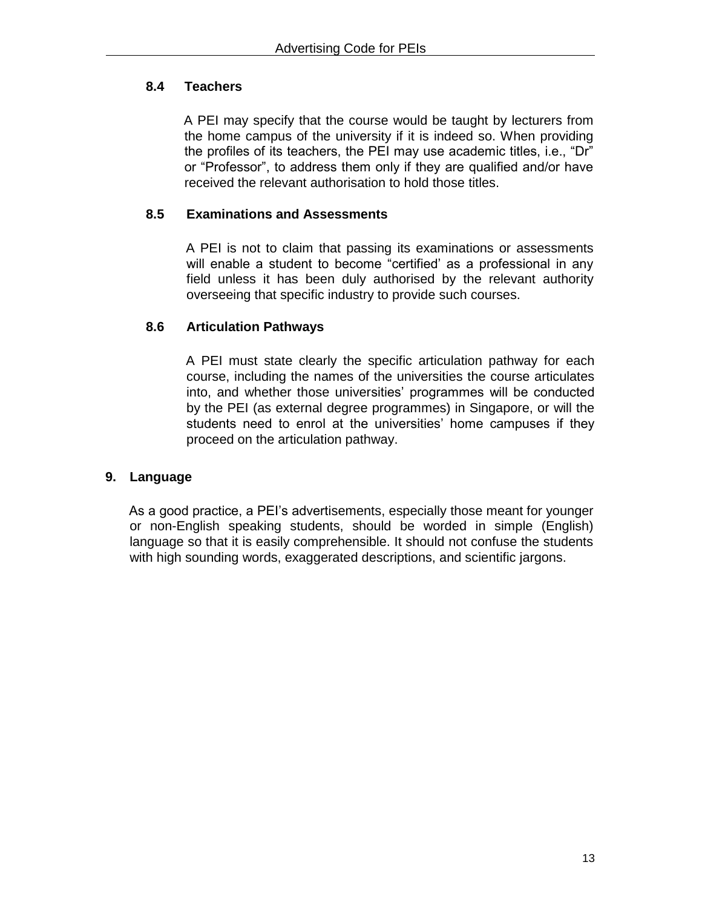### 8.4 Teachers

A PEI may specify that the course would be taught by lecturers from the home campus of the university if it is indeed so. When providing the profiles of its teachers, the PEI may use academic titles, i.e., “Dr” or “Professor”, to address them only if they are qualified and/or have received the relevant authorisation to hold those titles.

### 8.5 Examinations and Assessments

A PEI is not to claim that passing its examinations or assessments will enable a student to become “certified’ as a professional in any field unless it has been duly authorised by the relevant authority overseeing that specific industry to provide such courses.

### 8.6 Articulation Pathways

A PEI must state clearly the specific articulation pathway for each course, including the names of the universities the course articulates into, and whether those universities’ programmes will be conducted by the PEI (as external degree programmes) in Singapore, or will the students need to enrol at the universities’ home campuses if they proceed on the articulation pathway.

## 9. Language

As a good practice, a PEI’s advertisements, especially those meant for younger or non-English speaking students, should be worded in simple (English) language so that it is easily comprehensible. It should not confuse the students with high sounding words, exaggerated descriptions, and scientific jargons.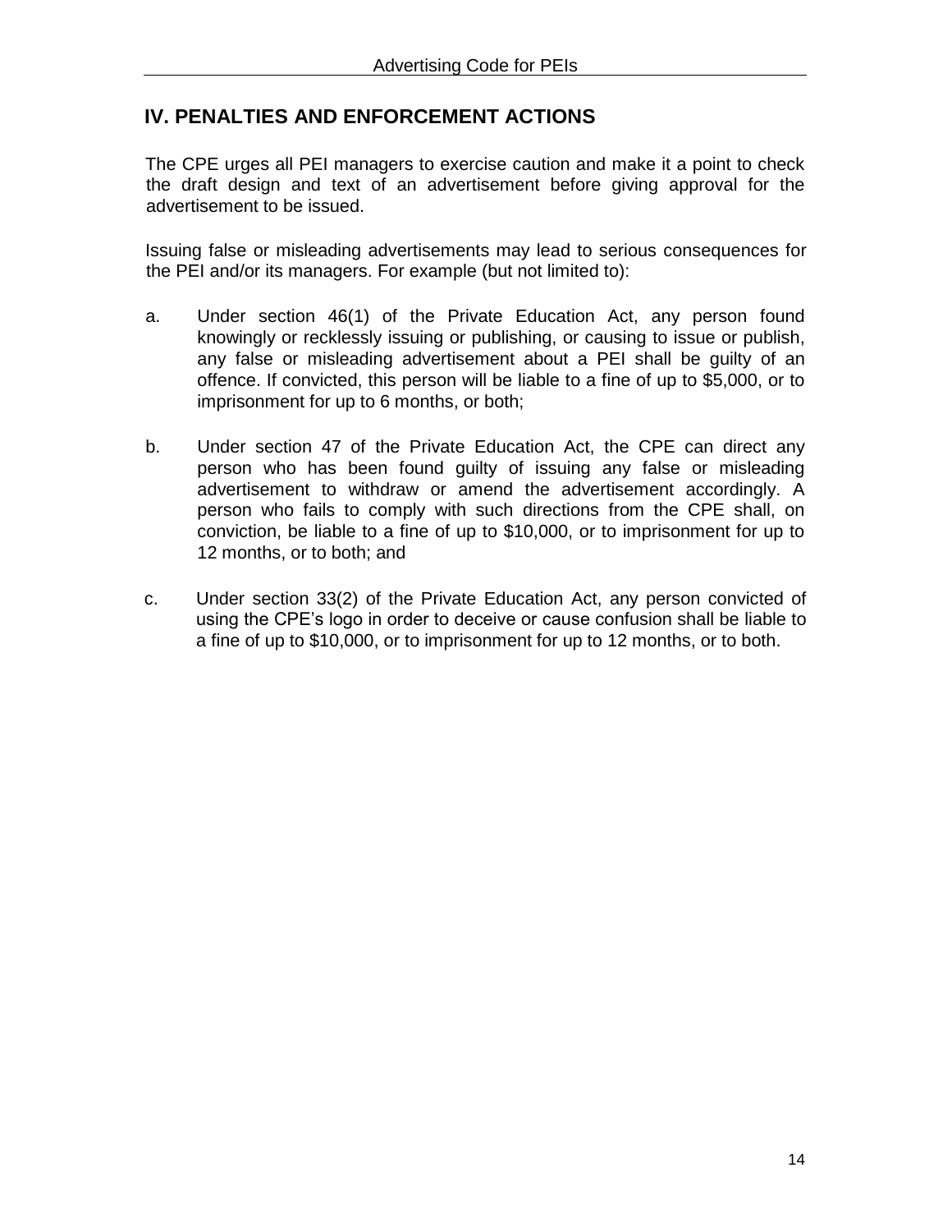## IV. PENALTIES AND ENFORCEMENT ACTIONS

The CPE urges all PEI managers to exercise caution and make it a point to check the draft design and text of an advertisement before giving approval for the advertisement to be issued.

Issuing false or misleading advertisements may lead to serious consequences for the PEI and/or its managers. For example (but not limited to):

a. Under section 46(1) of the Private Education Act, any person found knowingly or recklessly issuing or publishing, or causing to issue or publish, any false or misleading advertisement about a PEI shall be guilty of an offence. If convicted, this person will be liable to a fine of up to $5,000, or to imprisonment for up to 6 months, or both;

b. Under section 47 of the Private Education Act, the CPE can direct any person who has been found guilty of issuing any false or misleading advertisement to withdraw or amend the advertisement accordingly. A person who fails to comply with such directions from the CPE shall, on conviction, be liable to a fine of up to $10,000, or to imprisonment for up to 12 months, or to both; and

c. Under section 33(2) of the Private Education Act, any person convicted of using the CPE's logo in order to deceive or cause confusion shall be liable to a fine of up to $10,000, or to imprisonment for up to 12 months, or to both.